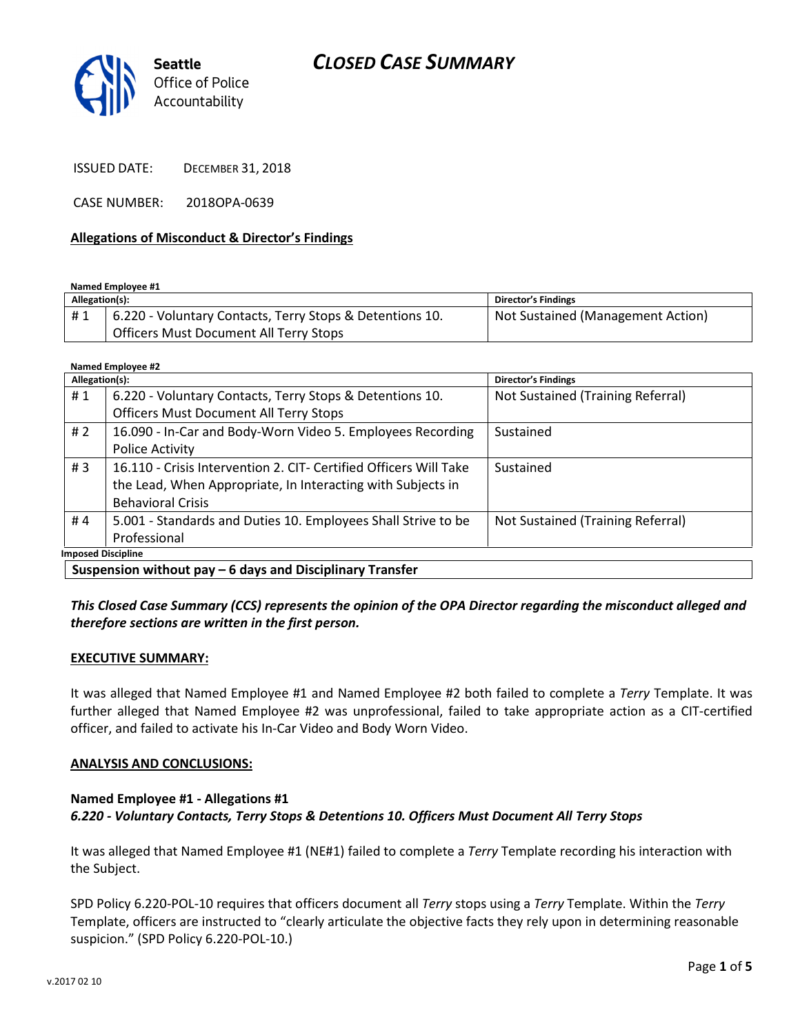# CLOSED CASE SUMMARY

Seattle Office of Police Accountability

ISSUED DATE: DECEMBER 31, 2018

CASE NUMBER: 2018OPA-0639

**Allegations of Misconduct & Director's Findings**

**Named Employee #1**

| Allegation(s): | | Director's Findings |
|---|---|---|
| # 1 | 6.220 - Voluntary Contacts, Terry Stops & Detentions 10. Officers Must Document All Terry Stops | Not Sustained (Management Action) |

**Named Employee #2**

| Allegation(s): | | Director's Findings |
|---|---|---|
| # 1 | 6.220 - Voluntary Contacts, Terry Stops & Detentions 10. Officers Must Document All Terry Stops | Not Sustained (Training Referral) |
| # 2 | 16.090 - In-Car and Body-Worn Video 5. Employees Recording Police Activity | Sustained |
| # 3 | 16.110 - Crisis Intervention 2. CIT- Certified Officers Will Take the Lead, When Appropriate, In Interacting with Subjects in Behavioral Crisis | Sustained |
| # 4 | 5.001 - Standards and Duties 10. Employees Shall Strive to be Professional | Not Sustained (Training Referral) |

| Imposed Discipline |
|---|
| **Suspension without pay – 6 days and Disciplinary Transfer** |

***This Closed Case Summary (CCS) represents the opinion of the OPA Director regarding the misconduct alleged and therefore sections are written in the first person.***

**EXECUTIVE SUMMARY:**

It was alleged that Named Employee #1 and Named Employee #2 both failed to complete a *Terry* Template. It was further alleged that Named Employee #2 was unprofessional, failed to take appropriate action as a CIT-certified officer, and failed to activate his In-Car Video and Body Worn Video.

**ANALYSIS AND CONCLUSIONS:**

**Named Employee #1 - Allegations #1**
***6.220 - Voluntary Contacts, Terry Stops & Detentions 10. Officers Must Document All Terry Stops***

It was alleged that Named Employee #1 (NE#1) failed to complete a *Terry* Template recording his interaction with the Subject.

SPD Policy 6.220-POL-10 requires that officers document all *Terry* stops using a *Terry* Template. Within the *Terry* Template, officers are instructed to "clearly articulate the objective facts they rely upon in determining reasonable suspicion." (SPD Policy 6.220-POL-10.)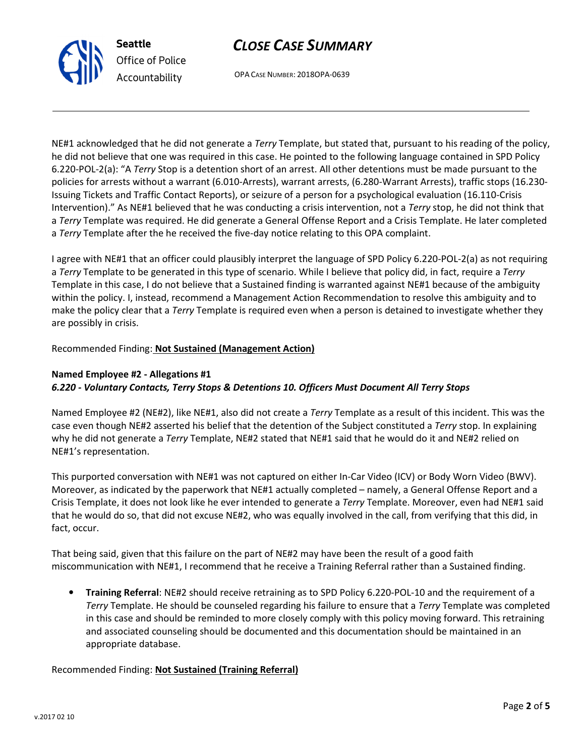NE#1 acknowledged that he did not generate a *Terry* Template, but stated that, pursuant to his reading of the policy, he did not believe that one was required in this case. He pointed to the following language contained in SPD Policy 6.220-POL-2(a): "A *Terry* Stop is a detention short of an arrest. All other detentions must be made pursuant to the policies for arrests without a warrant (6.010-Arrests), warrant arrests, (6.280-Warrant Arrests), traffic stops (16.230-Issuing Tickets and Traffic Contact Reports), or seizure of a person for a psychological evaluation (16.110-Crisis Intervention)." As NE#1 believed that he was conducting a crisis intervention, not a *Terry* stop, he did not think that a *Terry* Template was required. He did generate a General Offense Report and a Crisis Template. He later completed a *Terry* Template after the he received the five-day notice relating to this OPA complaint.

I agree with NE#1 that an officer could plausibly interpret the language of SPD Policy 6.220-POL-2(a) as not requiring a *Terry* Template to be generated in this type of scenario. While I believe that policy did, in fact, require a *Terry* Template in this case, I do not believe that a Sustained finding is warranted against NE#1 because of the ambiguity within the policy. I, instead, recommend a Management Action Recommendation to resolve this ambiguity and to make the policy clear that a *Terry* Template is required even when a person is detained to investigate whether they are possibly in crisis.

Recommended Finding: **Not Sustained (Management Action)**

**Named Employee #2 - Allegations #1**
***6.220 - Voluntary Contacts, Terry Stops & Detentions 10. Officers Must Document All Terry Stops***

Named Employee #2 (NE#2), like NE#1, also did not create a *Terry* Template as a result of this incident. This was the case even though NE#2 asserted his belief that the detention of the Subject constituted a *Terry* stop. In explaining why he did not generate a *Terry* Template, NE#2 stated that NE#1 said that he would do it and NE#2 relied on NE#1's representation.

This purported conversation with NE#1 was not captured on either In-Car Video (ICV) or Body Worn Video (BWV). Moreover, as indicated by the paperwork that NE#1 actually completed – namely, a General Offense Report and a Crisis Template, it does not look like he ever intended to generate a *Terry* Template. Moreover, even had NE#1 said that he would do so, that did not excuse NE#2, who was equally involved in the call, from verifying that this did, in fact, occur.

That being said, given that this failure on the part of NE#2 may have been the result of a good faith miscommunication with NE#1, I recommend that he receive a Training Referral rather than a Sustained finding.

- **Training Referral**: NE#2 should receive retraining as to SPD Policy 6.220-POL-10 and the requirement of a *Terry* Template. He should be counseled regarding his failure to ensure that a *Terry* Template was completed in this case and should be reminded to more closely comply with this policy moving forward. This retraining and associated counseling should be documented and this documentation should be maintained in an appropriate database.

Recommended Finding: **Not Sustained (Training Referral)**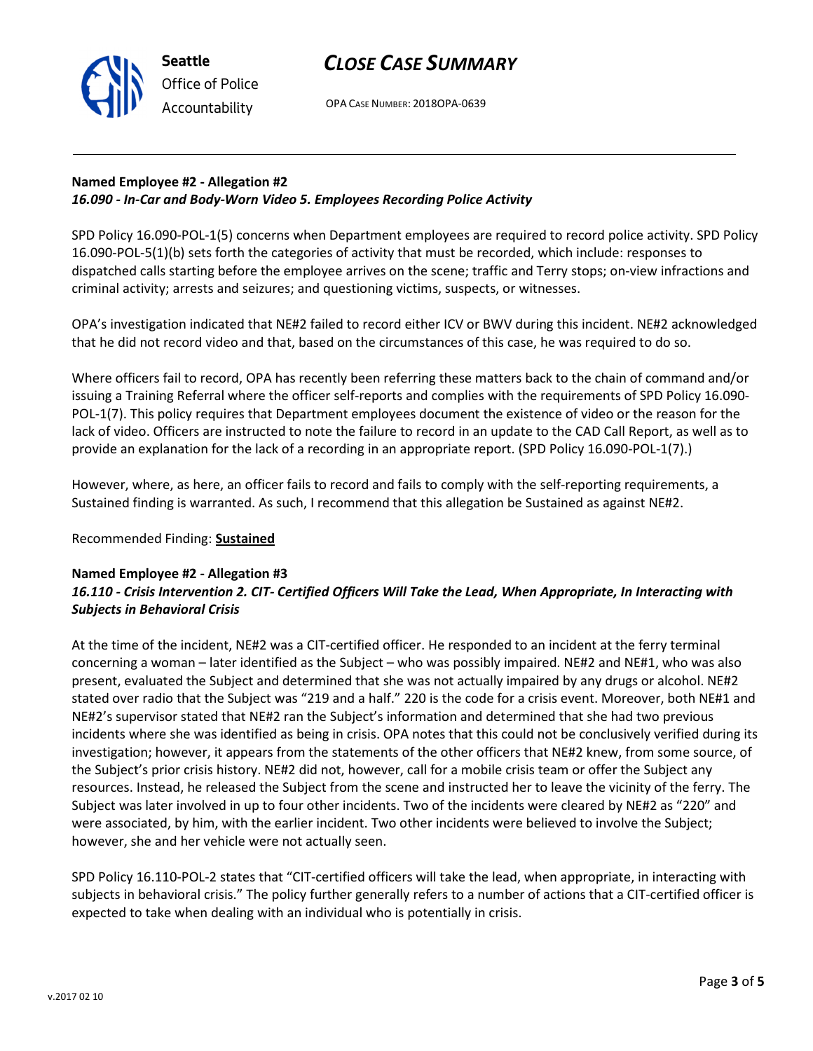**Named Employee #2 - Allegation #2**
***16.090 - In-Car and Body-Worn Video 5. Employees Recording Police Activity***

SPD Policy 16.090-POL-1(5) concerns when Department employees are required to record police activity. SPD Policy 16.090-POL-5(1)(b) sets forth the categories of activity that must be recorded, which include: responses to dispatched calls starting before the employee arrives on the scene; traffic and Terry stops; on-view infractions and criminal activity; arrests and seizures; and questioning victims, suspects, or witnesses.

OPA's investigation indicated that NE#2 failed to record either ICV or BWV during this incident. NE#2 acknowledged that he did not record video and that, based on the circumstances of this case, he was required to do so.

Where officers fail to record, OPA has recently been referring these matters back to the chain of command and/or issuing a Training Referral where the officer self-reports and complies with the requirements of SPD Policy 16.090-POL-1(7). This policy requires that Department employees document the existence of video or the reason for the lack of video. Officers are instructed to note the failure to record in an update to the CAD Call Report, as well as to provide an explanation for the lack of a recording in an appropriate report. (SPD Policy 16.090-POL-1(7).)

However, where, as here, an officer fails to record and fails to comply with the self-reporting requirements, a Sustained finding is warranted. As such, I recommend that this allegation be Sustained as against NE#2.

Recommended Finding: **Sustained**

**Named Employee #2 - Allegation #3**
***16.110 - Crisis Intervention 2. CIT- Certified Officers Will Take the Lead, When Appropriate, In Interacting with Subjects in Behavioral Crisis***

At the time of the incident, NE#2 was a CIT-certified officer. He responded to an incident at the ferry terminal concerning a woman – later identified as the Subject – who was possibly impaired. NE#2 and NE#1, who was also present, evaluated the Subject and determined that she was not actually impaired by any drugs or alcohol. NE#2 stated over radio that the Subject was "219 and a half." 220 is the code for a crisis event. Moreover, both NE#1 and NE#2's supervisor stated that NE#2 ran the Subject's information and determined that she had two previous incidents where she was identified as being in crisis. OPA notes that this could not be conclusively verified during its investigation; however, it appears from the statements of the other officers that NE#2 knew, from some source, of the Subject's prior crisis history. NE#2 did not, however, call for a mobile crisis team or offer the Subject any resources. Instead, he released the Subject from the scene and instructed her to leave the vicinity of the ferry. The Subject was later involved in up to four other incidents. Two of the incidents were cleared by NE#2 as "220" and were associated, by him, with the earlier incident. Two other incidents were believed to involve the Subject; however, she and her vehicle were not actually seen.

SPD Policy 16.110-POL-2 states that "CIT-certified officers will take the lead, when appropriate, in interacting with subjects in behavioral crisis." The policy further generally refers to a number of actions that a CIT-certified officer is expected to take when dealing with an individual who is potentially in crisis.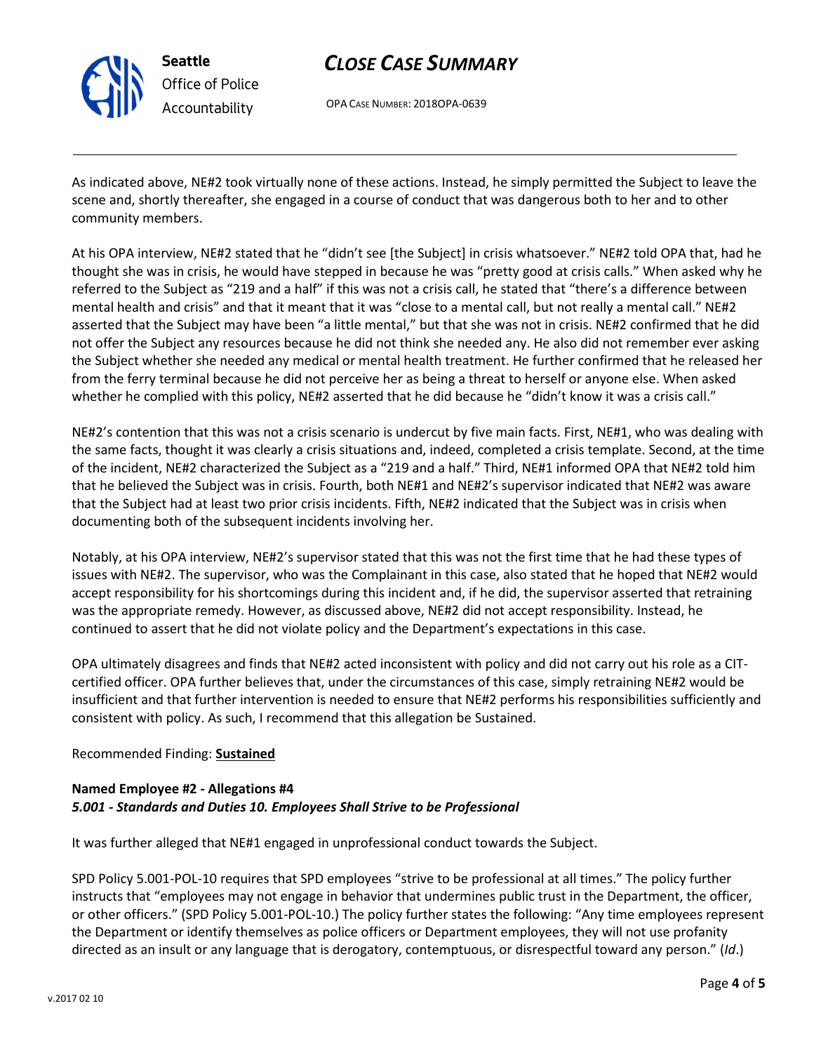As indicated above, NE#2 took virtually none of these actions. Instead, he simply permitted the Subject to leave the scene and, shortly thereafter, she engaged in a course of conduct that was dangerous both to her and to other community members.

At his OPA interview, NE#2 stated that he "didn't see [the Subject] in crisis whatsoever." NE#2 told OPA that, had he thought she was in crisis, he would have stepped in because he was "pretty good at crisis calls." When asked why he referred to the Subject as "219 and a half" if this was not a crisis call, he stated that "there's a difference between mental health and crisis" and that it meant that it was "close to a mental call, but not really a mental call." NE#2 asserted that the Subject may have been "a little mental," but that she was not in crisis. NE#2 confirmed that he did not offer the Subject any resources because he did not think she needed any. He also did not remember ever asking the Subject whether she needed any medical or mental health treatment. He further confirmed that he released her from the ferry terminal because he did not perceive her as being a threat to herself or anyone else. When asked whether he complied with this policy, NE#2 asserted that he did because he "didn't know it was a crisis call."

NE#2's contention that this was not a crisis scenario is undercut by five main facts. First, NE#1, who was dealing with the same facts, thought it was clearly a crisis situations and, indeed, completed a crisis template. Second, at the time of the incident, NE#2 characterized the Subject as a "219 and a half." Third, NE#1 informed OPA that NE#2 told him that he believed the Subject was in crisis. Fourth, both NE#1 and NE#2's supervisor indicated that NE#2 was aware that the Subject had at least two prior crisis incidents. Fifth, NE#2 indicated that the Subject was in crisis when documenting both of the subsequent incidents involving her.

Notably, at his OPA interview, NE#2's supervisor stated that this was not the first time that he had these types of issues with NE#2. The supervisor, who was the Complainant in this case, also stated that he hoped that NE#2 would accept responsibility for his shortcomings during this incident and, if he did, the supervisor asserted that retraining was the appropriate remedy. However, as discussed above, NE#2 did not accept responsibility. Instead, he continued to assert that he did not violate policy and the Department's expectations in this case.

OPA ultimately disagrees and finds that NE#2 acted inconsistent with policy and did not carry out his role as a CIT-certified officer. OPA further believes that, under the circumstances of this case, simply retraining NE#2 would be insufficient and that further intervention is needed to ensure that NE#2 performs his responsibilities sufficiently and consistent with policy. As such, I recommend that this allegation be Sustained.

Recommended Finding: **Sustained**

**Named Employee #2 - Allegations #4**
***5.001 - Standards and Duties 10. Employees Shall Strive to be Professional***

It was further alleged that NE#1 engaged in unprofessional conduct towards the Subject.

SPD Policy 5.001-POL-10 requires that SPD employees "strive to be professional at all times." The policy further instructs that "employees may not engage in behavior that undermines public trust in the Department, the officer, or other officers." (SPD Policy 5.001-POL-10.) The policy further states the following: "Any time employees represent the Department or identify themselves as police officers or Department employees, they will not use profanity directed as an insult or any language that is derogatory, contemptuous, or disrespectful toward any person." (*Id*.)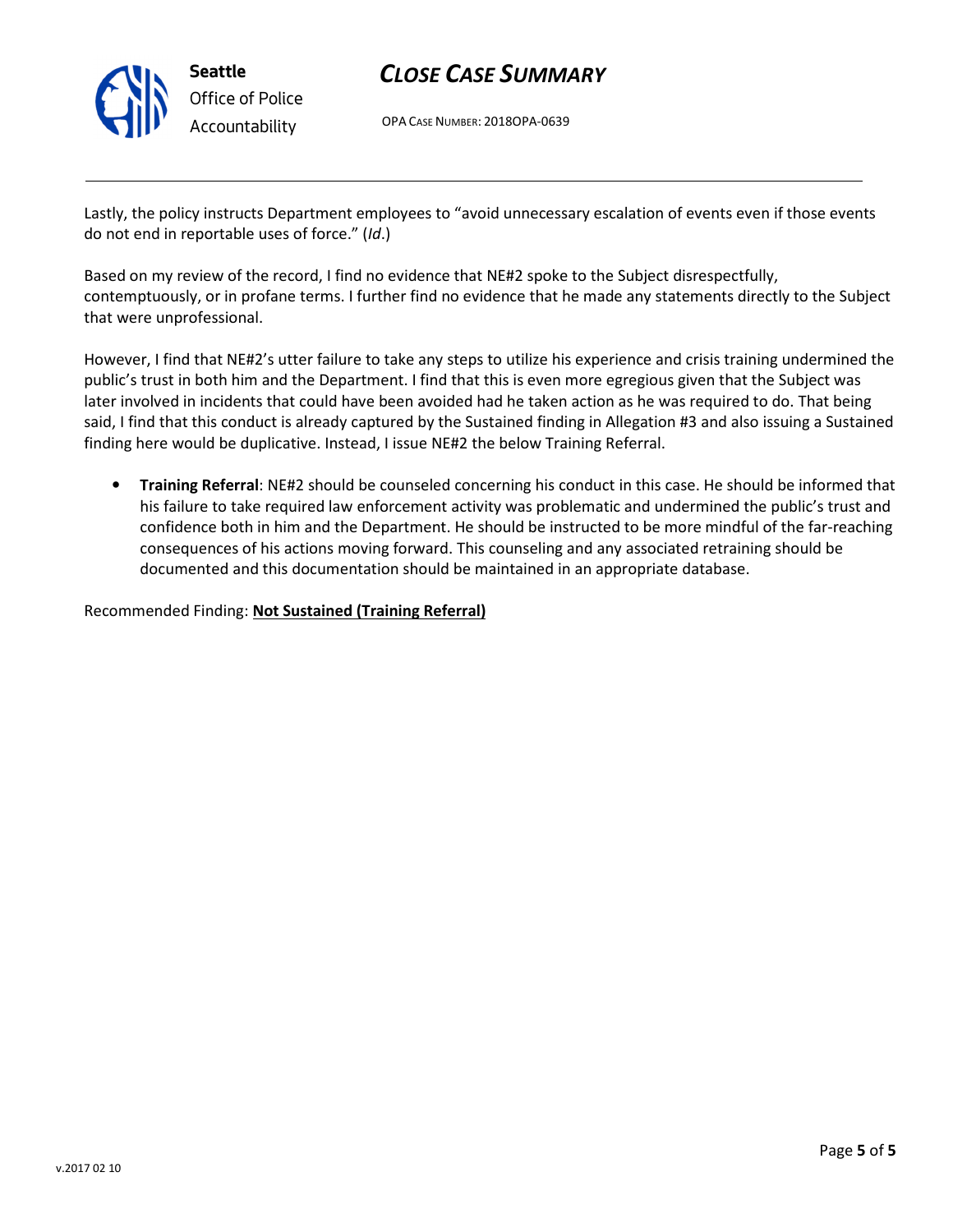Lastly, the policy instructs Department employees to "avoid unnecessary escalation of events even if those events do not end in reportable uses of force." (*Id*.)

Based on my review of the record, I find no evidence that NE#2 spoke to the Subject disrespectfully, contemptuously, or in profane terms. I further find no evidence that he made any statements directly to the Subject that were unprofessional.

However, I find that NE#2's utter failure to take any steps to utilize his experience and crisis training undermined the public's trust in both him and the Department. I find that this is even more egregious given that the Subject was later involved in incidents that could have been avoided had he taken action as he was required to do. That being said, I find that this conduct is already captured by the Sustained finding in Allegation #3 and also issuing a Sustained finding here would be duplicative. Instead, I issue NE#2 the below Training Referral.

- **Training Referral**: NE#2 should be counseled concerning his conduct in this case. He should be informed that his failure to take required law enforcement activity was problematic and undermined the public's trust and confidence both in him and the Department. He should be instructed to be more mindful of the far-reaching consequences of his actions moving forward. This counseling and any associated retraining should be documented and this documentation should be maintained in an appropriate database.

Recommended Finding: **Not Sustained (Training Referral)**